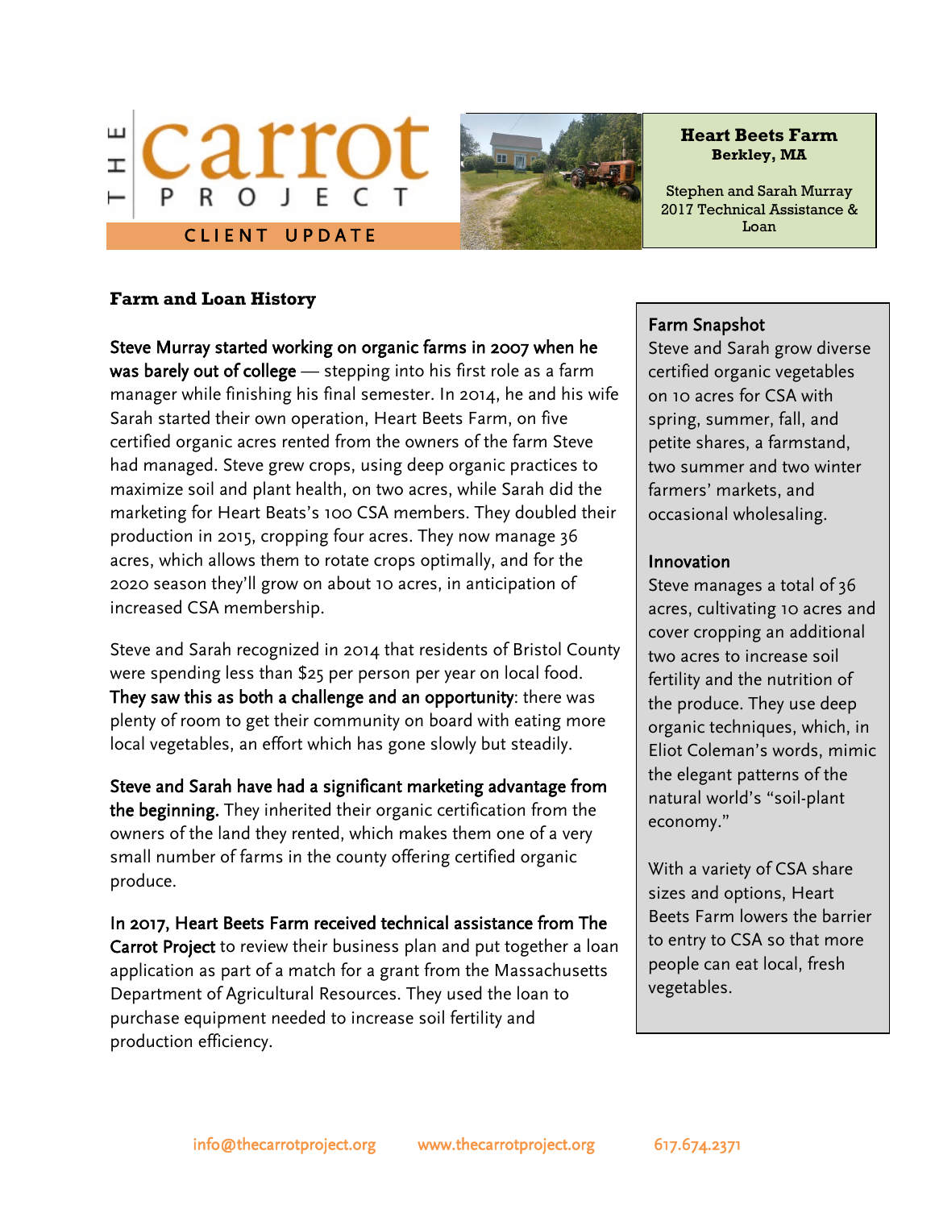THE carrot PROJECT

CLIENT UPDATE

**Heart Beets Farm**
**Berkley, MA**

Stephen and Sarah Murray
2017 Technical Assistance & Loan

## Farm and Loan History

**Steve Murray started working on organic farms in 2007 when he was barely out of college** — stepping into his first role as a farm manager while finishing his final semester. In 2014, he and his wife Sarah started their own operation, Heart Beets Farm, on five certified organic acres rented from the owners of the farm Steve had managed. Steve grew crops, using deep organic practices to maximize soil and plant health, on two acres, while Sarah did the marketing for Heart Beats's 100 CSA members. They doubled their production in 2015, cropping four acres. They now manage 36 acres, which allows them to rotate crops optimally, and for the 2020 season they'll grow on about 10 acres, in anticipation of increased CSA membership.

Steve and Sarah recognized in 2014 that residents of Bristol County were spending less than $25 per person per year on local food. **They saw this as both a challenge and an opportunity**: there was plenty of room to get their community on board with eating more local vegetables, an effort which has gone slowly but steadily.

**Steve and Sarah have had a significant marketing advantage from the beginning.** They inherited their organic certification from the owners of the land they rented, which makes them one of a very small number of farms in the county offering certified organic produce.

**In 2017, Heart Beets Farm received technical assistance from The Carrot Project** to review their business plan and put together a loan application as part of a match for a grant from the Massachusetts Department of Agricultural Resources. They used the loan to purchase equipment needed to increase soil fertility and production efficiency.

### Farm Snapshot

Steve and Sarah grow diverse certified organic vegetables on 10 acres for CSA with spring, summer, fall, and petite shares, a farmstand, two summer and two winter farmers' markets, and occasional wholesaling.

### Innovation

Steve manages a total of 36 acres, cultivating 10 acres and cover cropping an additional two acres to increase soil fertility and the nutrition of the produce. They use deep organic techniques, which, in Eliot Coleman's words, mimic the elegant patterns of the natural world's "soil-plant economy."

With a variety of CSA share sizes and options, Heart Beets Farm lowers the barrier to entry to CSA so that more people can eat local, fresh vegetables.

info@thecarrotproject.org www.thecarrotproject.org 617.674.2371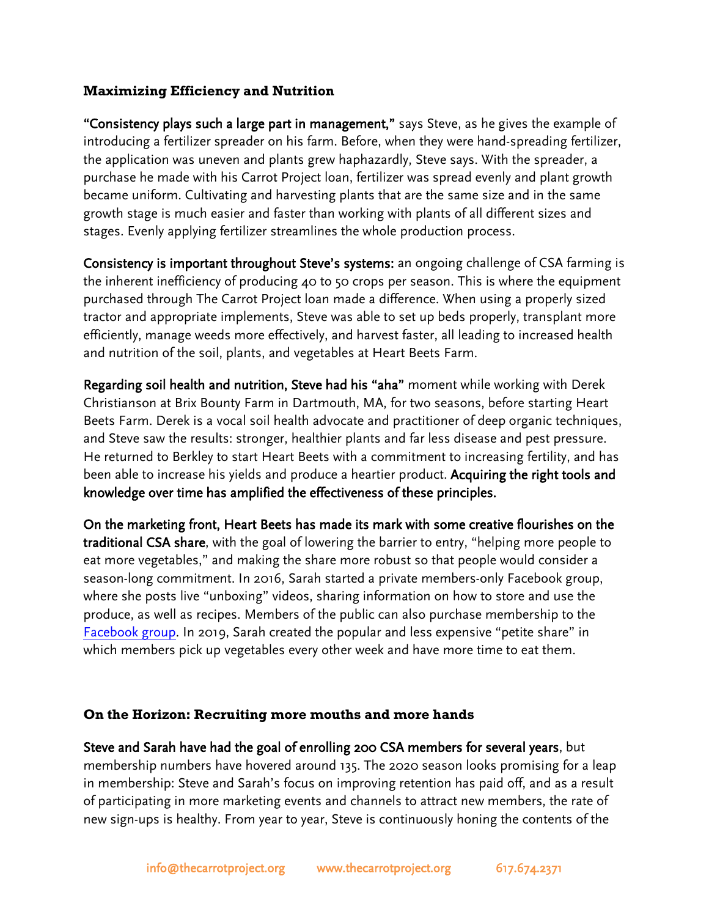## Maximizing Efficiency and Nutrition

**"Consistency plays such a large part in management,"** says Steve, as he gives the example of introducing a fertilizer spreader on his farm. Before, when they were hand-spreading fertilizer, the application was uneven and plants grew haphazardly, Steve says. With the spreader, a purchase he made with his Carrot Project loan, fertilizer was spread evenly and plant growth became uniform. Cultivating and harvesting plants that are the same size and in the same growth stage is much easier and faster than working with plants of all different sizes and stages. Evenly applying fertilizer streamlines the whole production process.

**Consistency is important throughout Steve's systems:** an ongoing challenge of CSA farming is the inherent inefficiency of producing 40 to 50 crops per season. This is where the equipment purchased through The Carrot Project loan made a difference. When using a properly sized tractor and appropriate implements, Steve was able to set up beds properly, transplant more efficiently, manage weeds more effectively, and harvest faster, all leading to increased health and nutrition of the soil, plants, and vegetables at Heart Beets Farm.

**Regarding soil health and nutrition, Steve had his "aha"** moment while working with Derek Christianson at Brix Bounty Farm in Dartmouth, MA, for two seasons, before starting Heart Beets Farm. Derek is a vocal soil health advocate and practitioner of deep organic techniques, and Steve saw the results: stronger, healthier plants and far less disease and pest pressure. He returned to Berkley to start Heart Beets with a commitment to increasing fertility, and has been able to increase his yields and produce a heartier product. **Acquiring the right tools and knowledge over time has amplified the effectiveness of these principles.**

**On the marketing front, Heart Beets has made its mark with some creative flourishes on the traditional CSA share**, with the goal of lowering the barrier to entry, "helping more people to eat more vegetables," and making the share more robust so that people would consider a season-long commitment. In 2016, Sarah started a private members-only Facebook group, where she posts live "unboxing" videos, sharing information on how to store and use the produce, as well as recipes. Members of the public can also purchase membership to the [Facebook group](). In 2019, Sarah created the popular and less expensive "petite share" in which members pick up vegetables every other week and have more time to eat them.

## On the Horizon: Recruiting more mouths and more hands

**Steve and Sarah have had the goal of enrolling 200 CSA members for several years**, but membership numbers have hovered around 135. The 2020 season looks promising for a leap in membership: Steve and Sarah's focus on improving retention has paid off, and as a result of participating in more marketing events and channels to attract new members, the rate of new sign-ups is healthy. From year to year, Steve is continuously honing the contents of the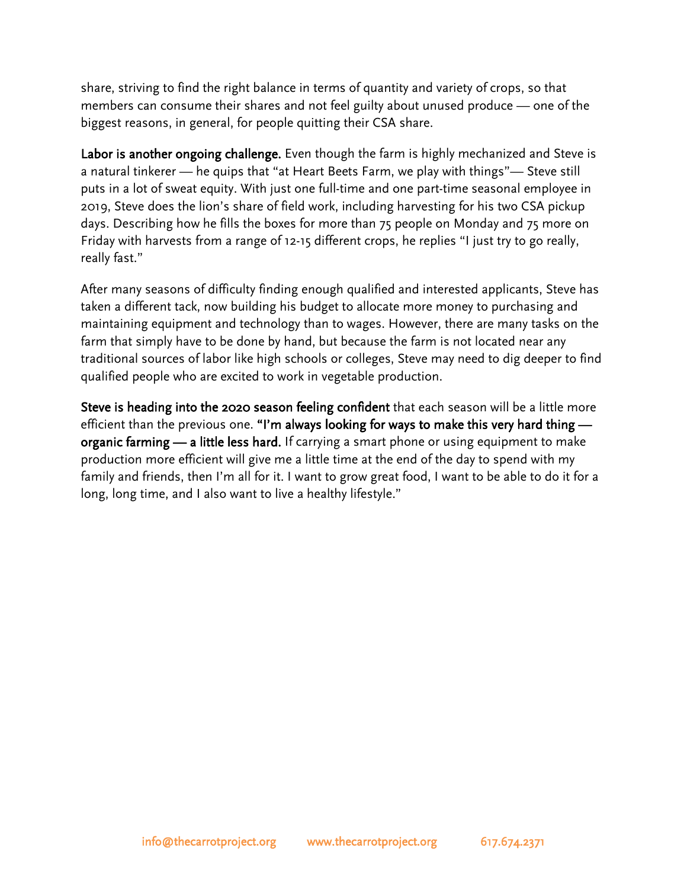share, striving to find the right balance in terms of quantity and variety of crops, so that members can consume their shares and not feel guilty about unused produce — one of the biggest reasons, in general, for people quitting their CSA share.

**Labor is another ongoing challenge.** Even though the farm is highly mechanized and Steve is a natural tinkerer — he quips that "at Heart Beets Farm, we play with things"— Steve still puts in a lot of sweat equity. With just one full-time and one part-time seasonal employee in 2019, Steve does the lion's share of field work, including harvesting for his two CSA pickup days. Describing how he fills the boxes for more than 75 people on Monday and 75 more on Friday with harvests from a range of 12-15 different crops, he replies "I just try to go really, really fast."

After many seasons of difficulty finding enough qualified and interested applicants, Steve has taken a different tack, now building his budget to allocate more money to purchasing and maintaining equipment and technology than to wages. However, there are many tasks on the farm that simply have to be done by hand, but because the farm is not located near any traditional sources of labor like high schools or colleges, Steve may need to dig deeper to find qualified people who are excited to work in vegetable production.

**Steve is heading into the 2020 season feeling confident** that each season will be a little more efficient than the previous one. **"I'm always looking for ways to make this very hard thing — organic farming — a little less hard.** If carrying a smart phone or using equipment to make production more efficient will give me a little time at the end of the day to spend with my family and friends, then I'm all for it. I want to grow great food, I want to be able to do it for a long, long time, and I also want to live a healthy lifestyle."

info@thecarrotproject.org www.thecarrotproject.org 617.674.2371